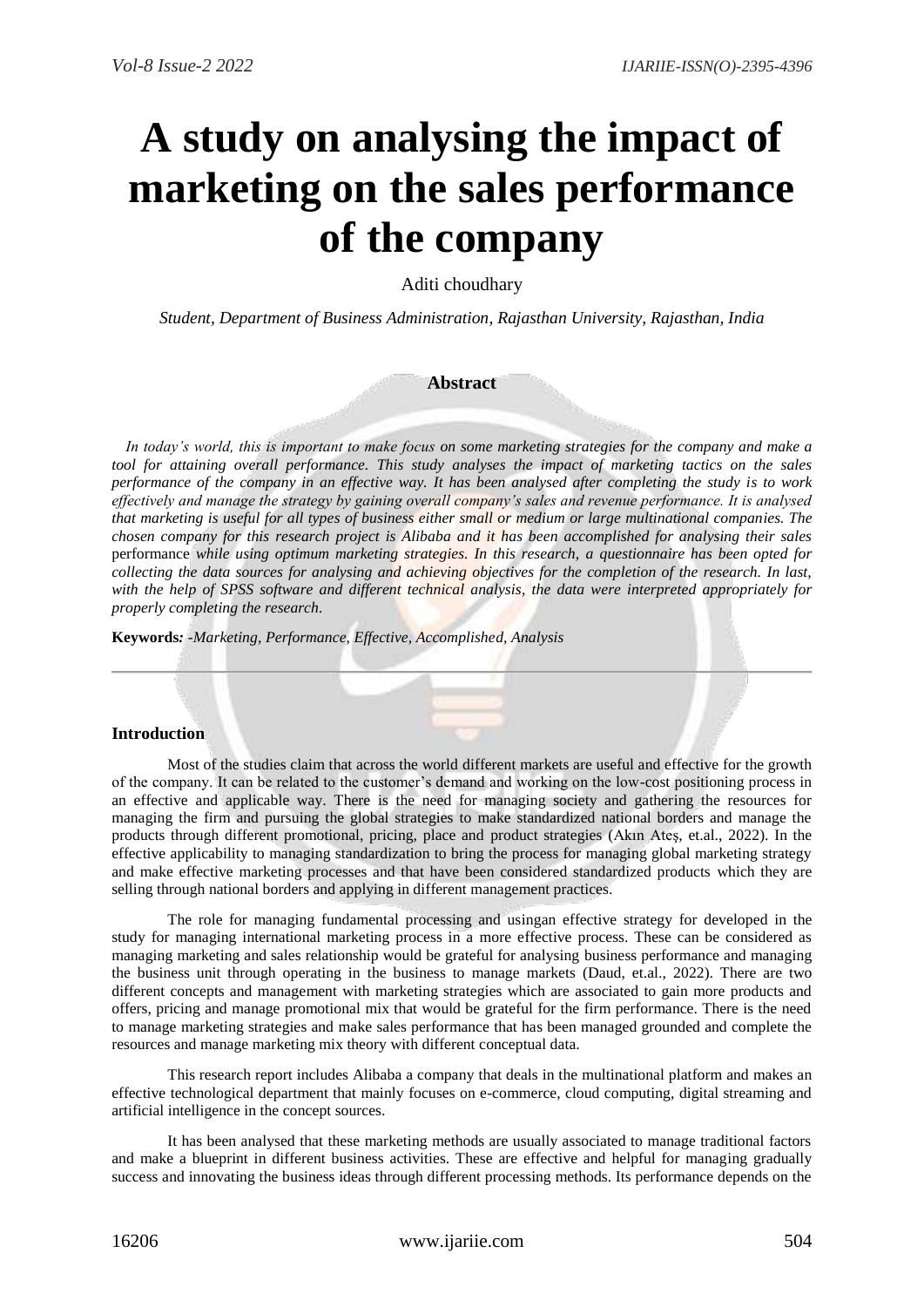# A study on analysing the impact of marketing on the sales performance of the company

Aditi choudhary

*Student, Department of Business Administration, Rajasthan University, Rajasthan, India*

## Abstract

*In today's world, this is important to make focus on some marketing strategies for the company and make a tool for attaining overall performance. This study analyses the impact of marketing tactics on the sales performance of the company in an effective way. It has been analysed after completing the study is to work effectively and manage the strategy by gaining overall company's sales and revenue performance. It is analysed that marketing is useful for all types of business either small or medium or large multinational companies. The chosen company for this research project is Alibaba and it has been accomplished for analysing their sales* performance *while using optimum marketing strategies. In this research, a questionnaire has been opted for collecting the data sources for analysing and achieving objectives for the completion of the research. In last, with the help of SPSS software and different technical analysis, the data were interpreted appropriately for properly completing the research.*

**Keywords***: -Marketing, Performance, Effective, Accomplished, Analysis*

---

### Introduction

Most of the studies claim that across the world different markets are useful and effective for the growth of the company. It can be related to the customer's demand and working on the low-cost positioning process in an effective and applicable way. There is the need for managing society and gathering the resources for managing the firm and pursuing the global strategies to make standardized national borders and manage the products through different promotional, pricing, place and product strategies (Akın Ateş, et.al., 2022). In the effective applicability to managing standardization to bring the process for managing global marketing strategy and make effective marketing processes and that have been considered standardized products which they are selling through national borders and applying in different management practices.

The role for managing fundamental processing and usingan effective strategy for developed in the study for managing international marketing process in a more effective process. These can be considered as managing marketing and sales relationship would be grateful for analysing business performance and managing the business unit through operating in the business to manage markets (Daud, et.al., 2022). There are two different concepts and management with marketing strategies which are associated to gain more products and offers, pricing and manage promotional mix that would be grateful for the firm performance. There is the need to manage marketing strategies and make sales performance that has been managed grounded and complete the resources and manage marketing mix theory with different conceptual data.

This research report includes Alibaba a company that deals in the multinational platform and makes an effective technological department that mainly focuses on e-commerce, cloud computing, digital streaming and artificial intelligence in the concept sources.

It has been analysed that these marketing methods are usually associated to manage traditional factors and make a blueprint in different business activities. These are effective and helpful for managing gradually success and innovating the business ideas through different processing methods. Its performance depends on the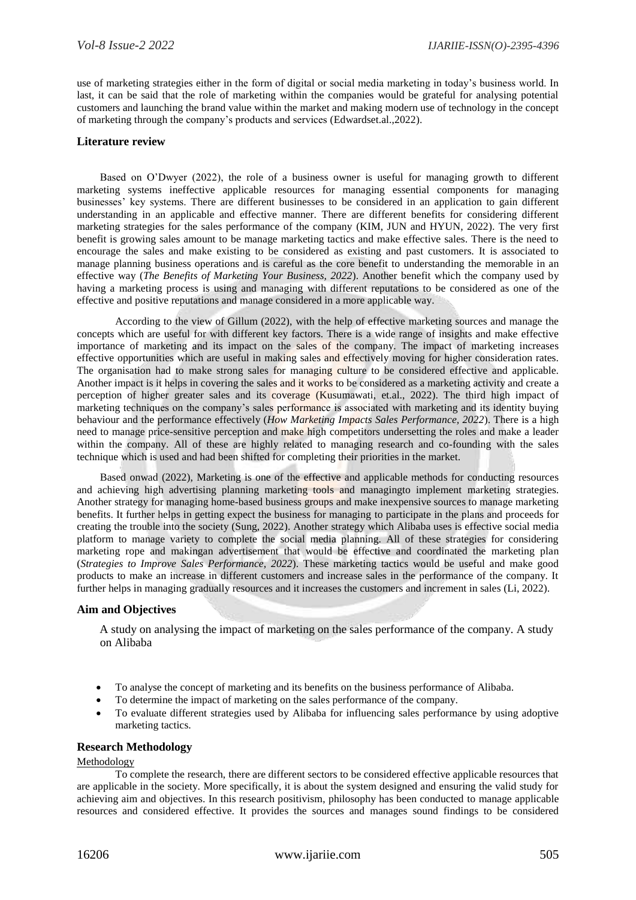use of marketing strategies either in the form of digital or social media marketing in today's business world. In last, it can be said that the role of marketing within the companies would be grateful for analysing potential customers and launching the brand value within the market and making modern use of technology in the concept of marketing through the company's products and services (Edwardset.al.,2022).

## Literature review

Based on O'Dwyer (2022), the role of a business owner is useful for managing growth to different marketing systems ineffective applicable resources for managing essential components for managing businesses' key systems. There are different businesses to be considered in an application to gain different understanding in an applicable and effective manner. There are different benefits for considering different marketing strategies for the sales performance of the company (KIM, JUN and HYUN, 2022). The very first benefit is growing sales amount to be manage marketing tactics and make effective sales. There is the need to encourage the sales and make existing to be considered as existing and past customers. It is associated to manage planning business operations and is careful as the core benefit to understanding the memorable in an effective way (*The Benefits of Marketing Your Business, 2022*). Another benefit which the company used by having a marketing process is using and managing with different reputations to be considered as one of the effective and positive reputations and manage considered in a more applicable way.

According to the view of Gillum (2022), with the help of effective marketing sources and manage the concepts which are useful for with different key factors. There is a wide range of insights and make effective importance of marketing and its impact on the sales of the company. The impact of marketing increases effective opportunities which are useful in making sales and effectively moving for higher consideration rates. The organisation had to make strong sales for managing culture to be considered effective and applicable. Another impact is it helps in covering the sales and it works to be considered as a marketing activity and create a perception of higher greater sales and its coverage (Kusumawati, et.al., 2022). The third high impact of marketing techniques on the company's sales performance is associated with marketing and its identity buying behaviour and the performance effectively (*How Marketing Impacts Sales Performance, 2022*). There is a high need to manage price-sensitive perception and make high competitors undersetting the roles and make a leader within the company. All of these are highly related to managing research and co-founding with the sales technique which is used and had been shifted for completing their priorities in the market.

Based onwad (2022), Marketing is one of the effective and applicable methods for conducting resources and achieving high advertising planning marketing tools and managingto implement marketing strategies. Another strategy for managing home-based business groups and make inexpensive sources to manage marketing benefits. It further helps in getting expect the business for managing to participate in the plans and proceeds for creating the trouble into the society (Sung, 2022). Another strategy which Alibaba uses is effective social media platform to manage variety to complete the social media planning. All of these strategies for considering marketing rope and makingan advertisement that would be effective and coordinated the marketing plan (*Strategies to Improve Sales Performance, 2022*). These marketing tactics would be useful and make good products to make an increase in different customers and increase sales in the performance of the company. It further helps in managing gradually resources and it increases the customers and increment in sales (Li, 2022).

## Aim and Objectives

A study on analysing the impact of marketing on the sales performance of the company. A study on Alibaba

- To analyse the concept of marketing and its benefits on the business performance of Alibaba.
- To determine the impact of marketing on the sales performance of the company.
- To evaluate different strategies used by Alibaba for influencing sales performance by using adoptive marketing tactics.

## Research Methodology

### Methodology

To complete the research, there are different sectors to be considered effective applicable resources that are applicable in the society. More specifically, it is about the system designed and ensuring the valid study for achieving aim and objectives. In this research positivism, philosophy has been conducted to manage applicable resources and considered effective. It provides the sources and manages sound findings to be considered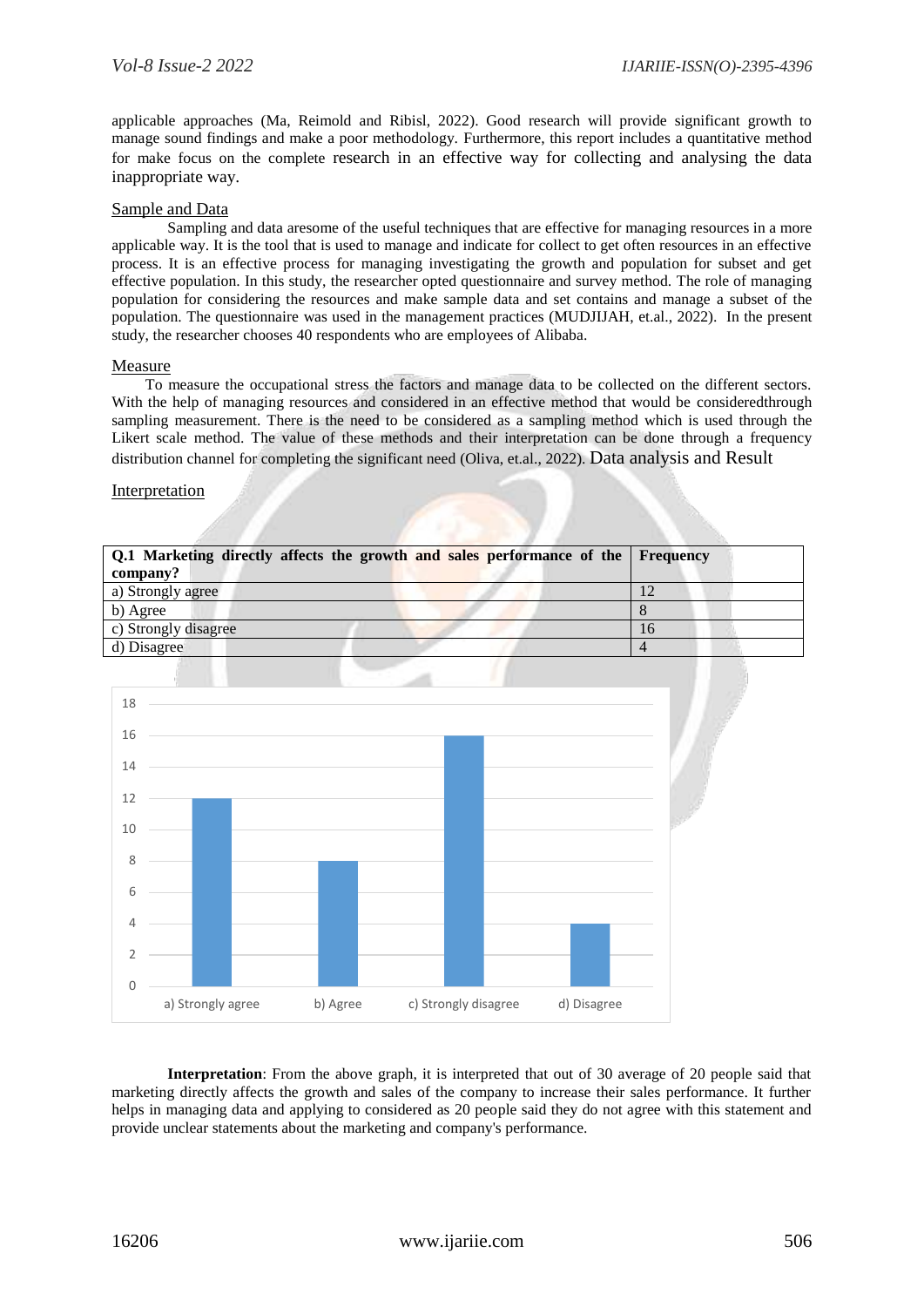applicable approaches (Ma, Reimold and Ribisl, 2022). Good research will provide significant growth to manage sound findings and make a poor methodology. Furthermore, this report includes a quantitative method for make focus on the complete research in an effective way for collecting and analysing the data inappropriate way.

## Sample and Data

Sampling and data aresome of the useful techniques that are effective for managing resources in a more applicable way. It is the tool that is used to manage and indicate for collect to get often resources in an effective process. It is an effective process for managing investigating the growth and population for subset and get effective population. In this study, the researcher opted questionnaire and survey method. The role of managing population for considering the resources and make sample data and set contains and manage a subset of the population. The questionnaire was used in the management practices (MUDJIJAH, et.al., 2022). In the present study, the researcher chooses 40 respondents who are employees of Alibaba.

## Measure

To measure the occupational stress the factors and manage data to be collected on the different sectors. With the help of managing resources and considered in an effective method that would be consideredthrough sampling measurement. There is the need to be considered as a sampling method which is used through the Likert scale method. The value of these methods and their interpretation can be done through a frequency distribution channel for completing the significant need (Oliva, et.al., 2022). Data analysis and Result

## Interpretation

| **Q.1 Marketing directly affects the growth and sales performance of the company?** | **Frequency** |
|---|---|
| a) Strongly agree | 12 |
| b) Agree | 8 |
| c) Strongly disagree | 16 |
| d) Disagree | 4 |

**Interpretation**: From the above graph, it is interpreted that out of 30 average of 20 people said that marketing directly affects the growth and sales of the company to increase their sales performance. It further helps in managing data and applying to considered as 20 people said they do not agree with this statement and provide unclear statements about the marketing and company's performance.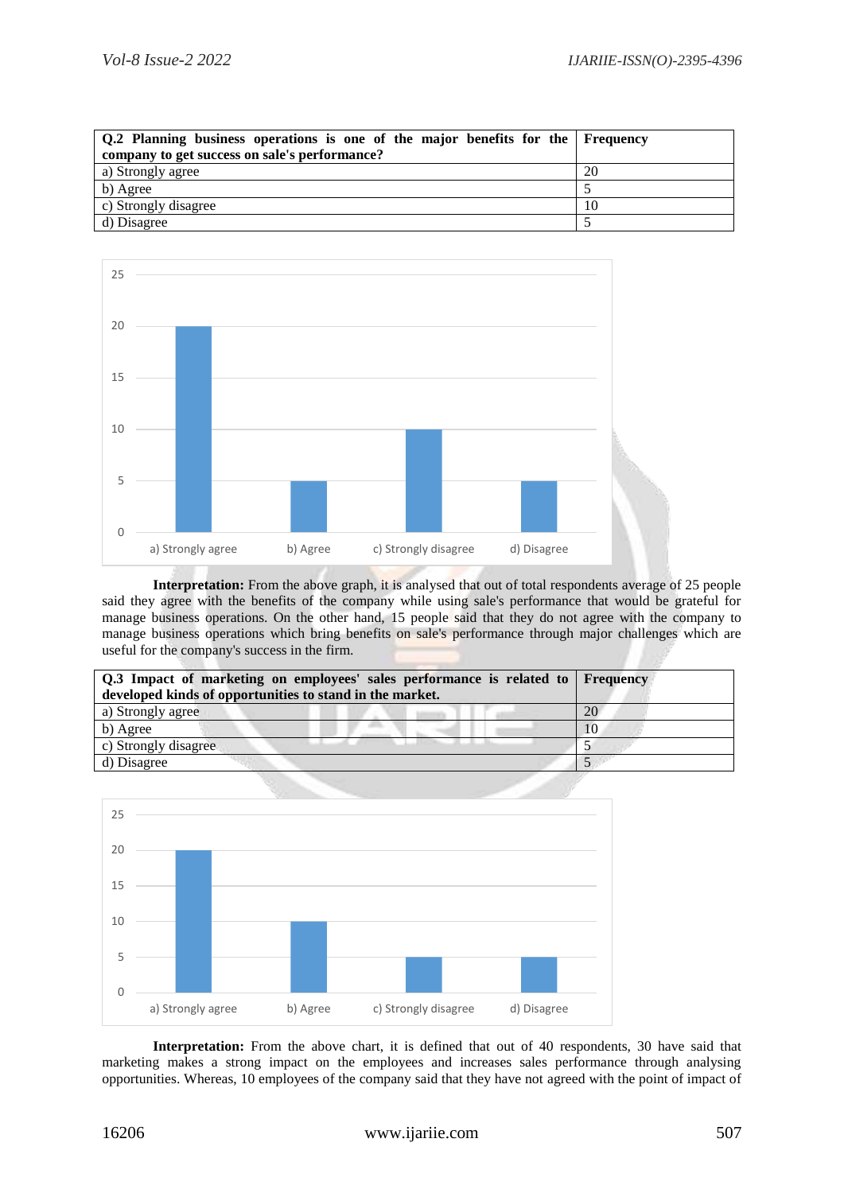| Q.2 Planning business operations is one of the major benefits for the company to get success on sale's performance? | Frequency |
|---|---|
| a) Strongly agree | 20 |
| b) Agree | 5 |
| c) Strongly disagree | 10 |
| d) Disagree | 5 |

**Interpretation:** From the above graph, it is analysed that out of total respondents average of 25 people said they agree with the benefits of the company while using sale's performance that would be grateful for manage business operations. On the other hand, 15 people said that they do not agree with the company to manage business operations which bring benefits on sale's performance through major challenges which are useful for the company's success in the firm.

| Q.3 Impact of marketing on employees' sales performance is related to developed kinds of opportunities to stand in the market. | Frequency |
|---|---|
| a) Strongly agree | 20 |
| b) Agree | 10 |
| c) Strongly disagree | 5 |
| d) Disagree | 5 |

**Interpretation:** From the above chart, it is defined that out of 40 respondents, 30 have said that marketing makes a strong impact on the employees and increases sales performance through analysing opportunities. Whereas, 10 employees of the company said that they have not agreed with the point of impact of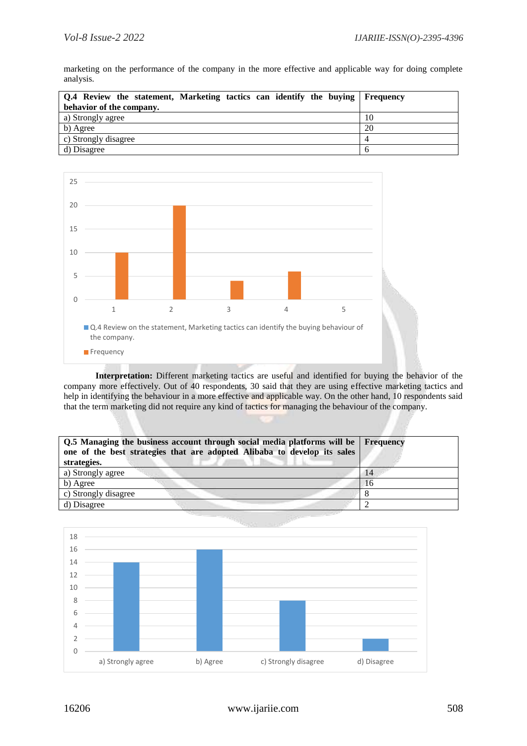marketing on the performance of the company in the more effective and applicable way for doing complete analysis.

| Q.4 Review the statement, Marketing tactics can identify the buying behavior of the company. | Frequency |
|---|---|
| a) Strongly agree | 10 |
| b) Agree | 20 |
| c) Strongly disagree | 4 |
| d) Disagree | 6 |

**Interpretation:** Different marketing tactics are useful and identified for buying the behavior of the company more effectively. Out of 40 respondents, 30 said that they are using effective marketing tactics and help in identifying the behaviour in a more effective and applicable way. On the other hand, 10 respondents said that the term marketing did not require any kind of tactics for managing the behaviour of the company.

| Q.5 Managing the business account through social media platforms will be one of the best strategies that are adopted Alibaba to develop its sales strategies. | Frequency |
|---|---|
| a) Strongly agree | 14 |
| b) Agree | 16 |
| c) Strongly disagree | 8 |
| d) Disagree | 2 |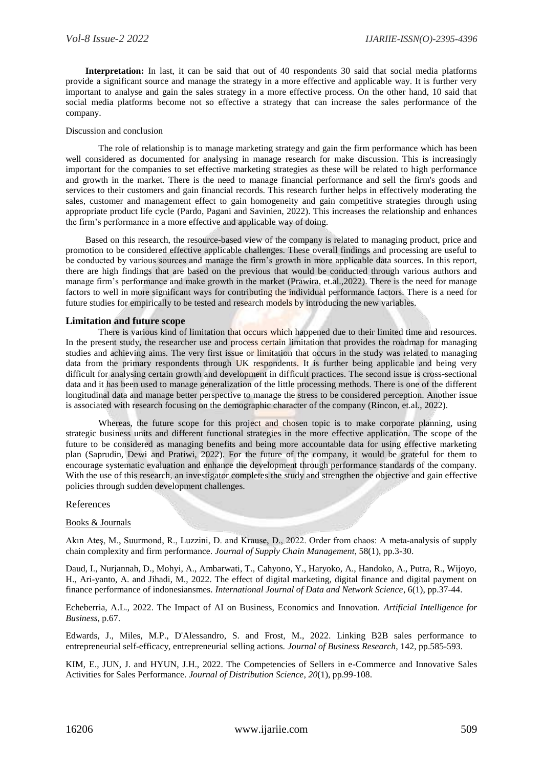**Interpretation:** In last, it can be said that out of 40 respondents 30 said that social media platforms provide a significant source and manage the strategy in a more effective and applicable way. It is further very important to analyse and gain the sales strategy in a more effective process. On the other hand, 10 said that social media platforms become not so effective a strategy that can increase the sales performance of the company.

Discussion and conclusion

The role of relationship is to manage marketing strategy and gain the firm performance which has been well considered as documented for analysing in manage research for make discussion. This is increasingly important for the companies to set effective marketing strategies as these will be related to high performance and growth in the market. There is the need to manage financial performance and sell the firm's goods and services to their customers and gain financial records. This research further helps in effectively moderating the sales, customer and management effect to gain homogeneity and gain competitive strategies through using appropriate product life cycle (Pardo, Pagani and Savinien, 2022). This increases the relationship and enhances the firm's performance in a more effective and applicable way of doing.

Based on this research, the resource-based view of the company is related to managing product, price and promotion to be considered effective applicable challenges. These overall findings and processing are useful to be conducted by various sources and manage the firm's growth in more applicable data sources. In this report, there are high findings that are based on the previous that would be conducted through various authors and manage firm's performance and make growth in the market (Prawira, et.al.,2022). There is the need for manage factors to well in more significant ways for contributing the individual performance factors. There is a need for future studies for empirically to be tested and research models by introducing the new variables.

## Limitation and future scope

There is various kind of limitation that occurs which happened due to their limited time and resources. In the present study, the researcher use and process certain limitation that provides the roadmap for managing studies and achieving aims. The very first issue or limitation that occurs in the study was related to managing data from the primary respondents through UK respondents. It is further being applicable and being very difficult for analysing certain growth and development in difficult practices. The second issue is cross-sectional data and it has been used to manage generalization of the little processing methods. There is one of the different longitudinal data and manage better perspective to manage the stress to be considered perception. Another issue is associated with research focusing on the demographic character of the company (Rincon, et.al., 2022).

Whereas, the future scope for this project and chosen topic is to make corporate planning, using strategic business units and different functional strategies in the more effective application. The scope of the future to be considered as managing benefits and being more accountable data for using effective marketing plan (Saprudin, Dewi and Pratiwi, 2022). For the future of the company, it would be grateful for them to encourage systematic evaluation and enhance the development through performance standards of the company. With the use of this research, an investigator completes the study and strengthen the objective and gain effective policies through sudden development challenges.

## References

Books & Journals

Akın Ateş, M., Suurmond, R., Luzzini, D. and Krause, D., 2022. Order from chaos: A meta-analysis of supply chain complexity and firm performance. *Journal of Supply Chain Management*, 58(1), pp.3-30.

Daud, I., Nurjannah, D., Mohyi, A., Ambarwati, T., Cahyono, Y., Haryoko, A., Handoko, A., Putra, R., Wijoyo, H., Ari-yanto, A. and Jihadi, M., 2022. The effect of digital marketing, digital finance and digital payment on finance performance of indonesiansmes. *International Journal of Data and Network Science*, 6(1), pp.37-44.

Echeberria, A.L., 2022. The Impact of AI on Business, Economics and Innovation. *Artificial Intelligence for Business*, p.67.

Edwards, J., Miles, M.P., D'Alessandro, S. and Frost, M., 2022. Linking B2B sales performance to entrepreneurial self-efficacy, entrepreneurial selling actions. *Journal of Business Research*, 142, pp.585-593.

KIM, E., JUN, J. and HYUN, J.H., 2022. The Competencies of Sellers in e-Commerce and Innovative Sales Activities for Sales Performance. *Journal of Distribution Science*, *20*(1), pp.99-108.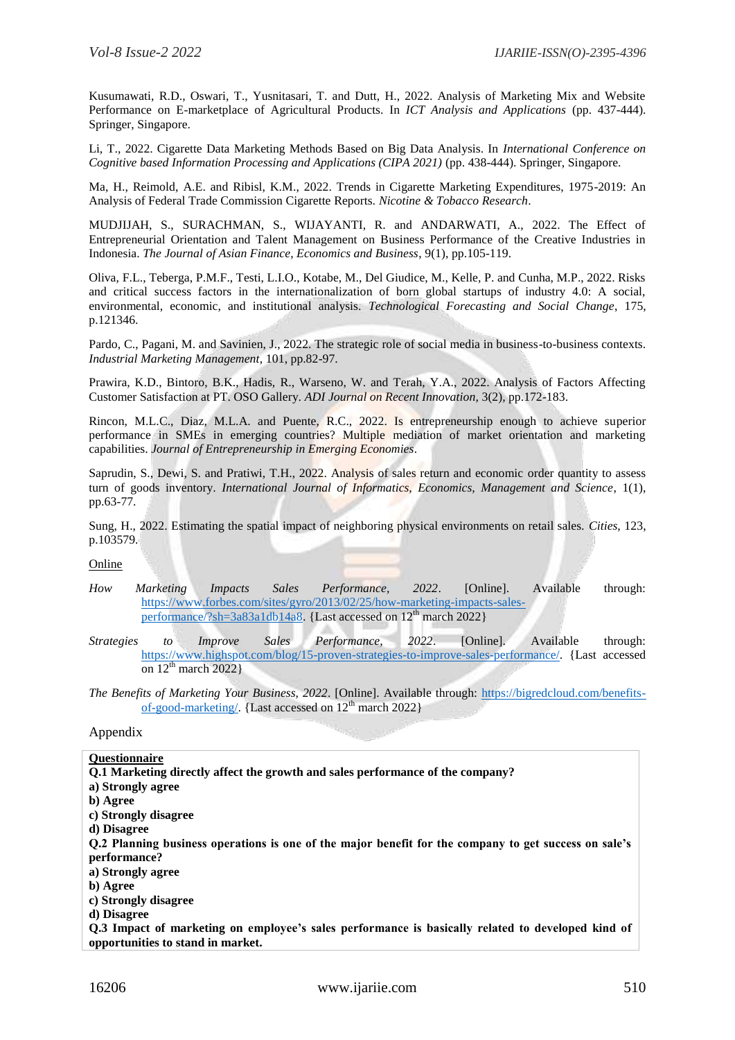Kusumawati, R.D., Oswari, T., Yusnitasari, T. and Dutt, H., 2022. Analysis of Marketing Mix and Website Performance on E-marketplace of Agricultural Products. In *ICT Analysis and Applications* (pp. 437-444). Springer, Singapore.

Li, T., 2022. Cigarette Data Marketing Methods Based on Big Data Analysis. In *International Conference on Cognitive based Information Processing and Applications (CIPA 2021)* (pp. 438-444). Springer, Singapore.

Ma, H., Reimold, A.E. and Ribisl, K.M., 2022. Trends in Cigarette Marketing Expenditures, 1975-2019: An Analysis of Federal Trade Commission Cigarette Reports. *Nicotine & Tobacco Research*.

MUDJIJAH, S., SURACHMAN, S., WIJAYANTI, R. and ANDARWATI, A., 2022. The Effect of Entrepreneurial Orientation and Talent Management on Business Performance of the Creative Industries in Indonesia. *The Journal of Asian Finance, Economics and Business*, 9(1), pp.105-119.

Oliva, F.L., Teberga, P.M.F., Testi, L.I.O., Kotabe, M., Del Giudice, M., Kelle, P. and Cunha, M.P., 2022. Risks and critical success factors in the internationalization of born global startups of industry 4.0: A social, environmental, economic, and institutional analysis. *Technological Forecasting and Social Change*, 175, p.121346.

Pardo, C., Pagani, M. and Savinien, J., 2022. The strategic role of social media in business-to-business contexts. *Industrial Marketing Management*, 101, pp.82-97.

Prawira, K.D., Bintoro, B.K., Hadis, R., Warseno, W. and Terah, Y.A., 2022. Analysis of Factors Affecting Customer Satisfaction at PT. OSO Gallery. *ADI Journal on Recent Innovation*, 3(2), pp.172-183.

Rincon, M.L.C., Diaz, M.L.A. and Puente, R.C., 2022. Is entrepreneurship enough to achieve superior performance in SMEs in emerging countries? Multiple mediation of market orientation and marketing capabilities. *Journal of Entrepreneurship in Emerging Economies*.

Saprudin, S., Dewi, S. and Pratiwi, T.H., 2022. Analysis of sales return and economic order quantity to assess turn of goods inventory. *International Journal of Informatics, Economics, Management and Science*, 1(1), pp.63-77.

Sung, H., 2022. Estimating the spatial impact of neighboring physical environments on retail sales. *Cities*, 123, p.103579.

Online

*How Marketing Impacts Sales Performance, 2022*. [Online]. Available through: https://www.forbes.com/sites/gyro/2013/02/25/how-marketing-impacts-sales-performance/?sh=3a83a1db14a8. {Last accessed on 12th march 2022}

*Strategies to Improve Sales Performance, 2022*. [Online]. Available through: https://www.highspot.com/blog/15-proven-strategies-to-improve-sales-performance/. {Last accessed on 12th march 2022}

*The Benefits of Marketing Your Business, 2022*. [Online]. Available through: https://bigredcloud.com/benefits-of-good-marketing/. {Last accessed on 12th march 2022}

Appendix

**Questionnaire**

**Q.1 Marketing directly affect the growth and sales performance of the company?**
**a) Strongly agree**
**b) Agree**
**c) Strongly disagree**
**d) Disagree**

**Q.2 Planning business operations is one of the major benefit for the company to get success on sale's performance?**
**a) Strongly agree**
**b) Agree**
**c) Strongly disagree**
**d) Disagree**

**Q.3 Impact of marketing on employee's sales performance is basically related to developed kind of opportunities to stand in market.**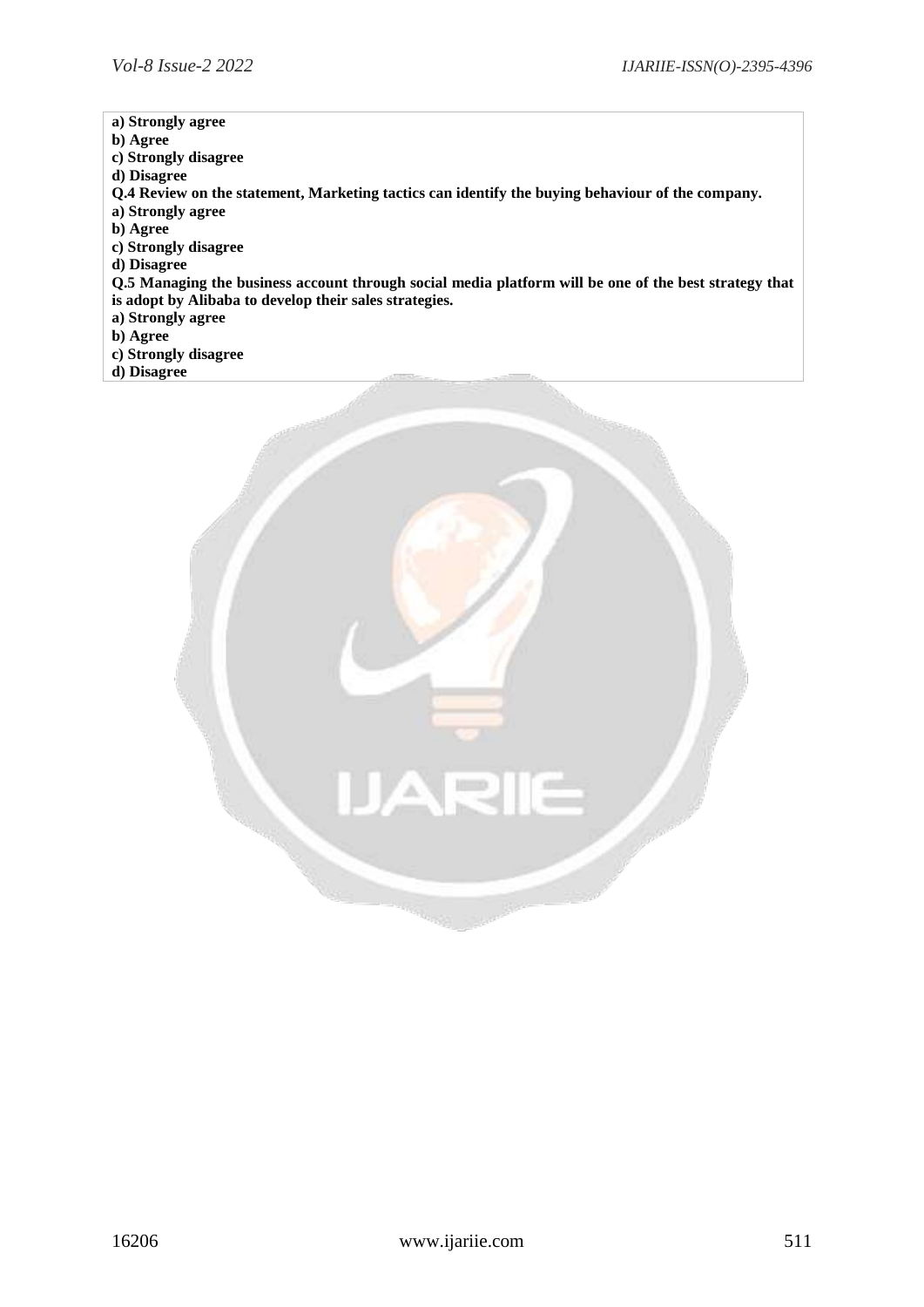**a) Strongly agree**
**b) Agree**
**c) Strongly disagree**
**d) Disagree**
**Q.4 Review on the statement, Marketing tactics can identify the buying behaviour of the company.**
**a) Strongly agree**
**b) Agree**
**c) Strongly disagree**
**d) Disagree**
**Q.5 Managing the business account through social media platform will be one of the best strategy that is adopt by Alibaba to develop their sales strategies.**
**a) Strongly agree**
**b) Agree**
**c) Strongly disagree**
**d) Disagree**